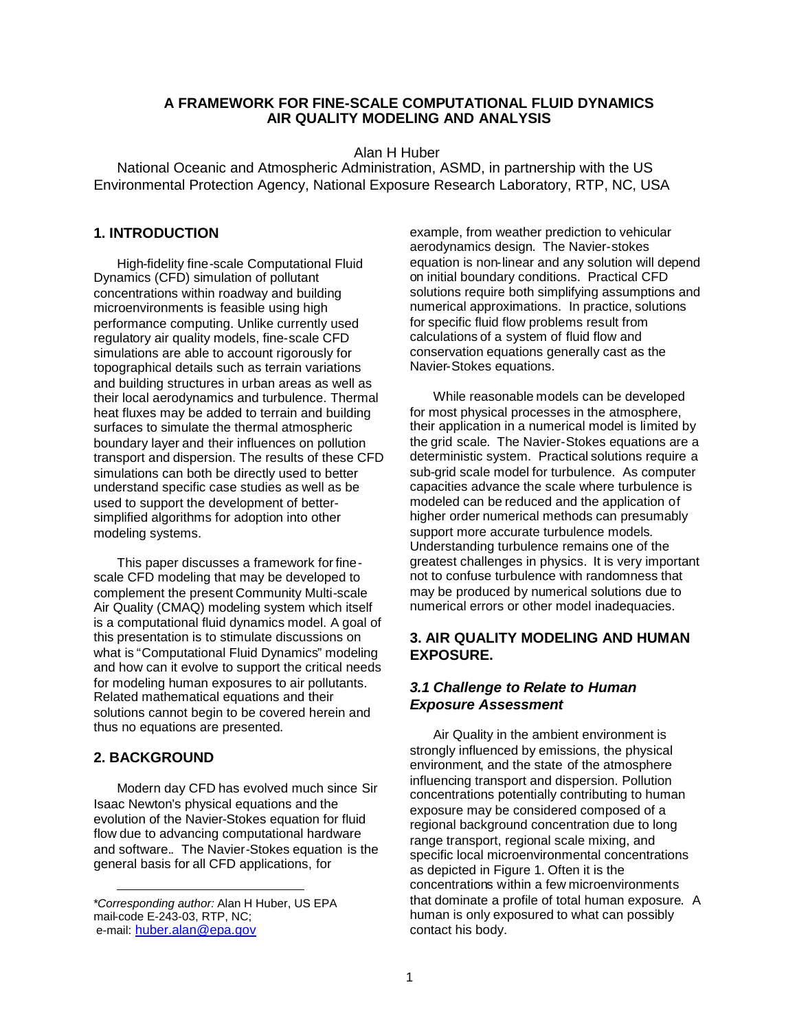# A FRAMEWORK FOR FINE-SCALE COMPUTATIONAL FLUID DYNAMICS AIR QUALITY MODELING AND ANALYSIS

Alan H Huber

National Oceanic and Atmospheric Administration, ASMD, in partnership with the US Environmental Protection Agency, National Exposure Research Laboratory, RTP, NC, USA

## 1. INTRODUCTION

High-fidelity fine-scale Computational Fluid Dynamics (CFD) simulation of pollutant concentrations within roadway and building microenvironments is feasible using high performance computing. Unlike currently used regulatory air quality models, fine-scale CFD simulations are able to account rigorously for topographical details such as terrain variations and building structures in urban areas as well as their local aerodynamics and turbulence. Thermal heat fluxes may be added to terrain and building surfaces to simulate the thermal atmospheric boundary layer and their influences on pollution transport and dispersion. The results of these CFD simulations can both be directly used to better understand specific case studies as well as be used to support the development of better-simplified algorithms for adoption into other modeling systems.

This paper discusses a framework for fine-scale CFD modeling that may be developed to complement the present Community Multi-scale Air Quality (CMAQ) modeling system which itself is a computational fluid dynamics model. A goal of this presentation is to stimulate discussions on what is "Computational Fluid Dynamics" modeling and how can it evolve to support the critical needs for modeling human exposures to air pollutants. Related mathematical equations and their solutions cannot begin to be covered herein and thus no equations are presented.

## 2. BACKGROUND

Modern day CFD has evolved much since Sir Isaac Newton's physical equations and the evolution of the Navier-Stokes equation for fluid flow due to advancing computational hardware and software.. The Navier-Stokes equation is the general basis for all CFD applications, for example, from weather prediction to vehicular aerodynamics design. The Navier-stokes equation is non-linear and any solution will depend on initial boundary conditions. Practical CFD solutions require both simplifying assumptions and numerical approximations. In practice, solutions for specific fluid flow problems result from calculations of a system of fluid flow and conservation equations generally cast as the Navier-Stokes equations.

While reasonable models can be developed for most physical processes in the atmosphere, their application in a numerical model is limited by the grid scale. The Navier-Stokes equations are a deterministic system. Practical solutions require a sub-grid scale model for turbulence. As computer capacities advance the scale where turbulence is modeled can be reduced and the application of higher order numerical methods can presumably support more accurate turbulence models. Understanding turbulence remains one of the greatest challenges in physics. It is very important not to confuse turbulence with randomness that may be produced by numerical solutions due to numerical errors or other model inadequacies.

## 3. AIR QUALITY MODELING AND HUMAN EXPOSURE.

### *3.1 Challenge to Relate to Human Exposure Assessment*

Air Quality in the ambient environment is strongly influenced by emissions, the physical environment, and the state of the atmosphere influencing transport and dispersion. Pollution concentrations potentially contributing to human exposure may be considered composed of a regional background concentration due to long range transport, regional scale mixing, and specific local microenvironmental concentrations as depicted in Figure 1. Often it is the concentrations within a few microenvironments that dominate a profile of total human exposure. A human is only exposured to what can possibly contact his body.

---

*\*Corresponding author:* Alan H Huber, US EPA mail-code E-243-03, RTP, NC; e-mail: huber.alan@epa.gov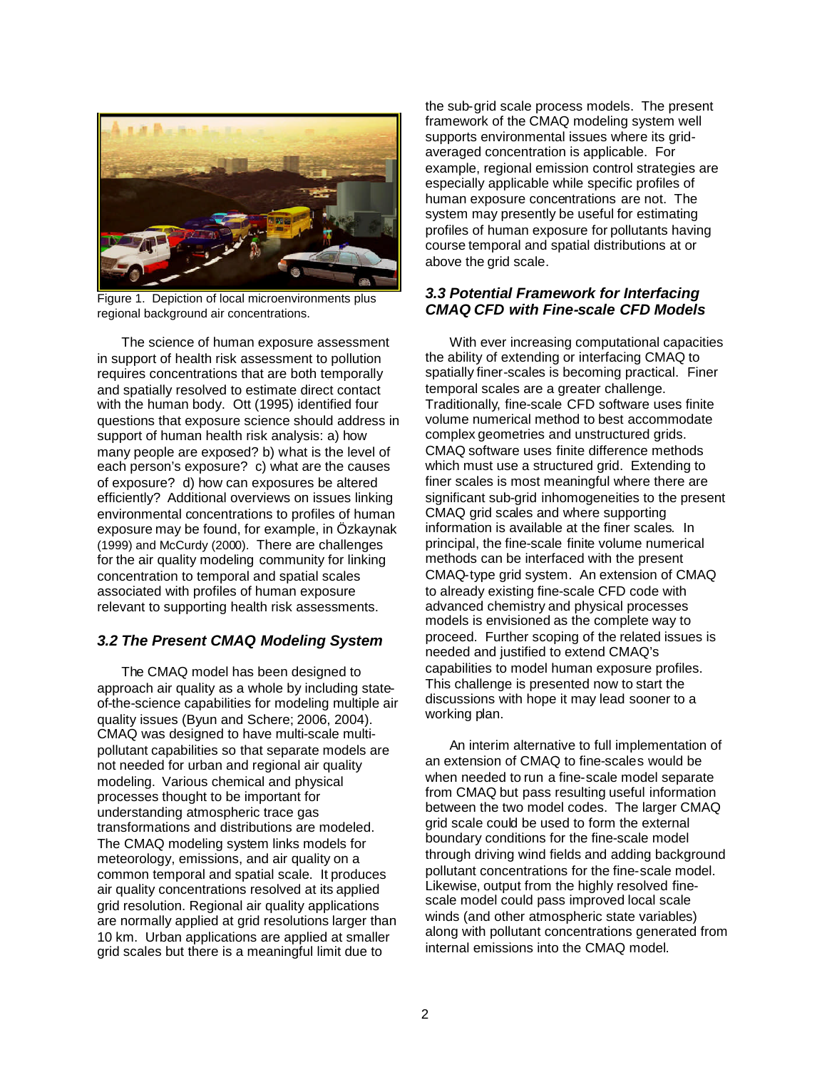Figure 1. Depiction of local microenvironments plus regional background air concentrations.

The science of human exposure assessment in support of health risk assessment to pollution requires concentrations that are both temporally and spatially resolved to estimate direct contact with the human body. Ott (1995) identified four questions that exposure science should address in support of human health risk analysis: a) how many people are exposed? b) what is the level of each person's exposure? c) what are the causes of exposure? d) how can exposures be altered efficiently? Additional overviews on issues linking environmental concentrations to profiles of human exposure may be found, for example, in Özkaynak (1999) and McCurdy (2000). There are challenges for the air quality modeling community for linking concentration to temporal and spatial scales associated with profiles of human exposure relevant to supporting health risk assessments.

### *3.2 The Present CMAQ Modeling System*

The CMAQ model has been designed to approach air quality as a whole by including state-of-the-science capabilities for modeling multiple air quality issues (Byun and Schere; 2006, 2004). CMAQ was designed to have multi-scale multi-pollutant capabilities so that separate models are not needed for urban and regional air quality modeling. Various chemical and physical processes thought to be important for understanding atmospheric trace gas transformations and distributions are modeled. The CMAQ modeling system links models for meteorology, emissions, and air quality on a common temporal and spatial scale. It produces air quality concentrations resolved at its applied grid resolution. Regional air quality applications are normally applied at grid resolutions larger than 10 km. Urban applications are applied at smaller grid scales but there is a meaningful limit due to the sub-grid scale process models. The present framework of the CMAQ modeling system well supports environmental issues where its grid-averaged concentration is applicable. For example, regional emission control strategies are especially applicable while specific profiles of human exposure concentrations are not. The system may presently be useful for estimating profiles of human exposure for pollutants having course temporal and spatial distributions at or above the grid scale.

### *3.3 Potential Framework for Interfacing CMAQ CFD with Fine-scale CFD Models*

With ever increasing computational capacities the ability of extending or interfacing CMAQ to spatially finer-scales is becoming practical. Finer temporal scales are a greater challenge. Traditionally, fine-scale CFD software uses finite volume numerical method to best accommodate complex geometries and unstructured grids. CMAQ software uses finite difference methods which must use a structured grid. Extending to finer scales is most meaningful where there are significant sub-grid inhomogeneities to the present CMAQ grid scales and where supporting information is available at the finer scales. In principal, the fine-scale finite volume numerical methods can be interfaced with the present CMAQ-type grid system. An extension of CMAQ to already existing fine-scale CFD code with advanced chemistry and physical processes models is envisioned as the complete way to proceed. Further scoping of the related issues is needed and justified to extend CMAQ's capabilities to model human exposure profiles. This challenge is presented now to start the discussions with hope it may lead sooner to a working plan.

An interim alternative to full implementation of an extension of CMAQ to fine-scales would be when needed to run a fine-scale model separate from CMAQ but pass resulting useful information between the two model codes. The larger CMAQ grid scale could be used to form the external boundary conditions for the fine-scale model through driving wind fields and adding background pollutant concentrations for the fine-scale model. Likewise, output from the highly resolved fine-scale model could pass improved local scale winds (and other atmospheric state variables) along with pollutant concentrations generated from internal emissions into the CMAQ model.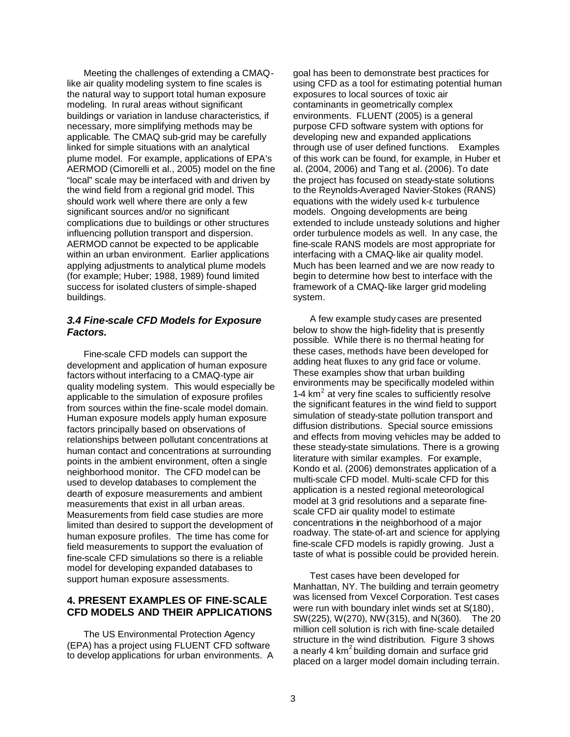Meeting the challenges of extending a CMAQ-like air quality modeling system to fine scales is the natural way to support total human exposure modeling. In rural areas without significant buildings or variation in landuse characteristics, if necessary, more simplifying methods may be applicable. The CMAQ sub-grid may be carefully linked for simple situations with an analytical plume model. For example, applications of EPA's AERMOD (Cimorelli et al., 2005) model on the fine "local" scale may be interfaced with and driven by the wind field from a regional grid model. This should work well where there are only a few significant sources and/or no significant complications due to buildings or other structures influencing pollution transport and dispersion. AERMOD cannot be expected to be applicable within an urban environment. Earlier applications applying adjustments to analytical plume models (for example; Huber; 1988, 1989) found limited success for isolated clusters of simple-shaped buildings.

### *3.4 Fine-scale CFD Models for Exposure Factors.*

Fine-scale CFD models can support the development and application of human exposure factors without interfacing to a CMAQ-type air quality modeling system. This would especially be applicable to the simulation of exposure profiles from sources within the fine-scale model domain. Human exposure models apply human exposure factors principally based on observations of relationships between pollutant concentrations at human contact and concentrations at surrounding points in the ambient environment, often a single neighborhood monitor. The CFD model can be used to develop databases to complement the dearth of exposure measurements and ambient measurements that exist in all urban areas. Measurements from field case studies are more limited than desired to support the development of human exposure profiles. The time has come for field measurements to support the evaluation of fine-scale CFD simulations so there is a reliable model for developing expanded databases to support human exposure assessments.

## 4. PRESENT EXAMPLES OF FINE-SCALE CFD MODELS AND THEIR APPLICATIONS

The US Environmental Protection Agency (EPA) has a project using FLUENT CFD software to develop applications for urban environments. A goal has been to demonstrate best practices for using CFD as a tool for estimating potential human exposures to local sources of toxic air contaminants in geometrically complex environments. FLUENT (2005) is a general purpose CFD software system with options for developing new and expanded applications through use of user defined functions. Examples of this work can be found, for example, in Huber et al. (2004, 2006) and Tang et al. (2006). To date the project has focused on steady-state solutions to the Reynolds-Averaged Navier-Stokes (RANS) equations with the widely used k-ε turbulence models. Ongoing developments are being extended to include unsteady solutions and higher order turbulence models as well. In any case, the fine-scale RANS models are most appropriate for interfacing with a CMAQ-like air quality model. Much has been learned and we are now ready to begin to determine how best to interface with the framework of a CMAQ-like larger grid modeling system.

A few example study cases are presented below to show the high-fidelity that is presently possible. While there is no thermal heating for these cases, methods have been developed for adding heat fluxes to any grid face or volume. These examples show that urban building environments may be specifically modeled within 1-4 $km^2$ at very fine scales to sufficiently resolve the significant features in the wind field to support simulation of steady-state pollution transport and diffusion distributions. Special source emissions and effects from moving vehicles may be added to these steady-state simulations. There is a growing literature with similar examples. For example, Kondo et al. (2006) demonstrates application of a multi-scale CFD model. Multi-scale CFD for this application is a nested regional meteorological model at 3 grid resolutions and a separate fine-scale CFD air quality model to estimate concentrations in the neighborhood of a major roadway. The state-of-art and science for applying fine-scale CFD models is rapidly growing. Just a taste of what is possible could be provided herein.

Test cases have been developed for Manhattan, NY. The building and terrain geometry was licensed from Vexcel Corporation. Test cases were run with boundary inlet winds set at S(180), SW(225), W(270), NW(315), and N(360). The 20 million cell solution is rich with fine-scale detailed structure in the wind distribution. Figure 3 shows a nearly 4 $km^2$ building domain and surface grid placed on a larger model domain including terrain.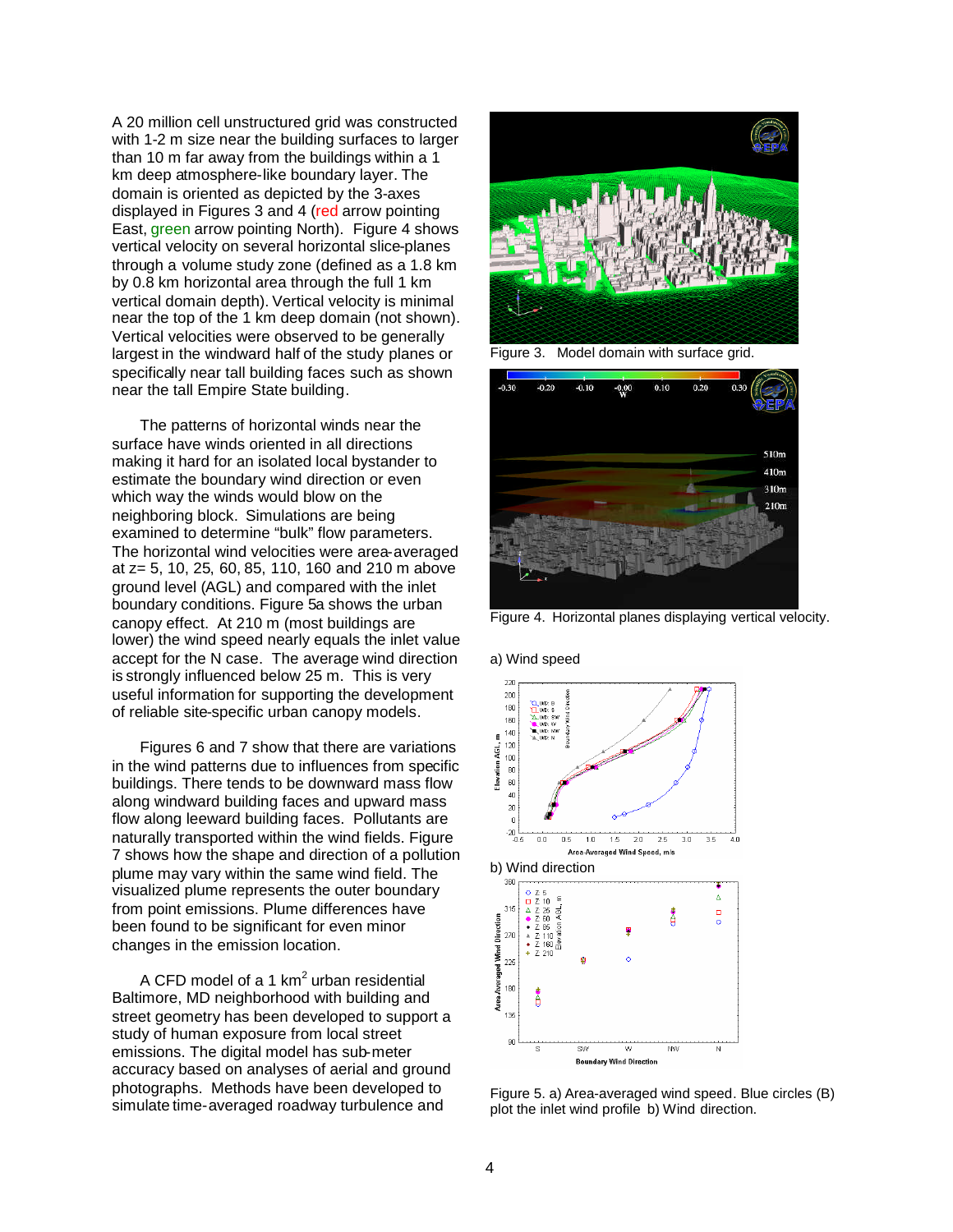A 20 million cell unstructured grid was constructed with 1-2 m size near the building surfaces to larger than 10 m far away from the buildings within a 1 km deep atmosphere-like boundary layer. The domain is oriented as depicted by the 3-axes displayed in Figures 3 and 4 (red arrow pointing East, green arrow pointing North). Figure 4 shows vertical velocity on several horizontal slice-planes through a volume study zone (defined as a 1.8 km by 0.8 km horizontal area through the full 1 km vertical domain depth). Vertical velocity is minimal near the top of the 1 km deep domain (not shown). Vertical velocities were observed to be generally largest in the windward half of the study planes or specifically near tall building faces such as shown near the tall Empire State building.

The patterns of horizontal winds near the surface have winds oriented in all directions making it hard for an isolated local bystander to estimate the boundary wind direction or even which way the winds would blow on the neighboring block. Simulations are being examined to determine "bulk" flow parameters. The horizontal wind velocities were area-averaged at z= 5, 10, 25, 60, 85, 110, 160 and 210 m above ground level (AGL) and compared with the inlet boundary conditions. Figure 5a shows the urban canopy effect. At 210 m (most buildings are lower) the wind speed nearly equals the inlet value accept for the N case. The average wind direction is strongly influenced below 25 m. This is very useful information for supporting the development of reliable site-specific urban canopy models.

Figures 6 and 7 show that there are variations in the wind patterns due to influences from specific buildings. There tends to be downward mass flow along windward building faces and upward mass flow along leeward building faces. Pollutants are naturally transported within the wind fields. Figure 7 shows how the shape and direction of a pollution plume may vary within the same wind field. The visualized plume represents the outer boundary from point emissions. Plume differences have been found to be significant for even minor changes in the emission location.

A CFD model of a 1 km$^2$ urban residential Baltimore, MD neighborhood with building and street geometry has been developed to support a study of human exposure from local street emissions. The digital model has sub-meter accuracy based on analyses of aerial and ground photographs. Methods have been developed to simulate time-averaged roadway turbulence and

Figure 3. Model domain with surface grid.

Figure 4. Horizontal planes displaying vertical velocity.

a) Wind speed

b) Wind direction

Figure 5. a) Area-averaged wind speed. Blue circles (B) plot the inlet wind profile b) Wind direction.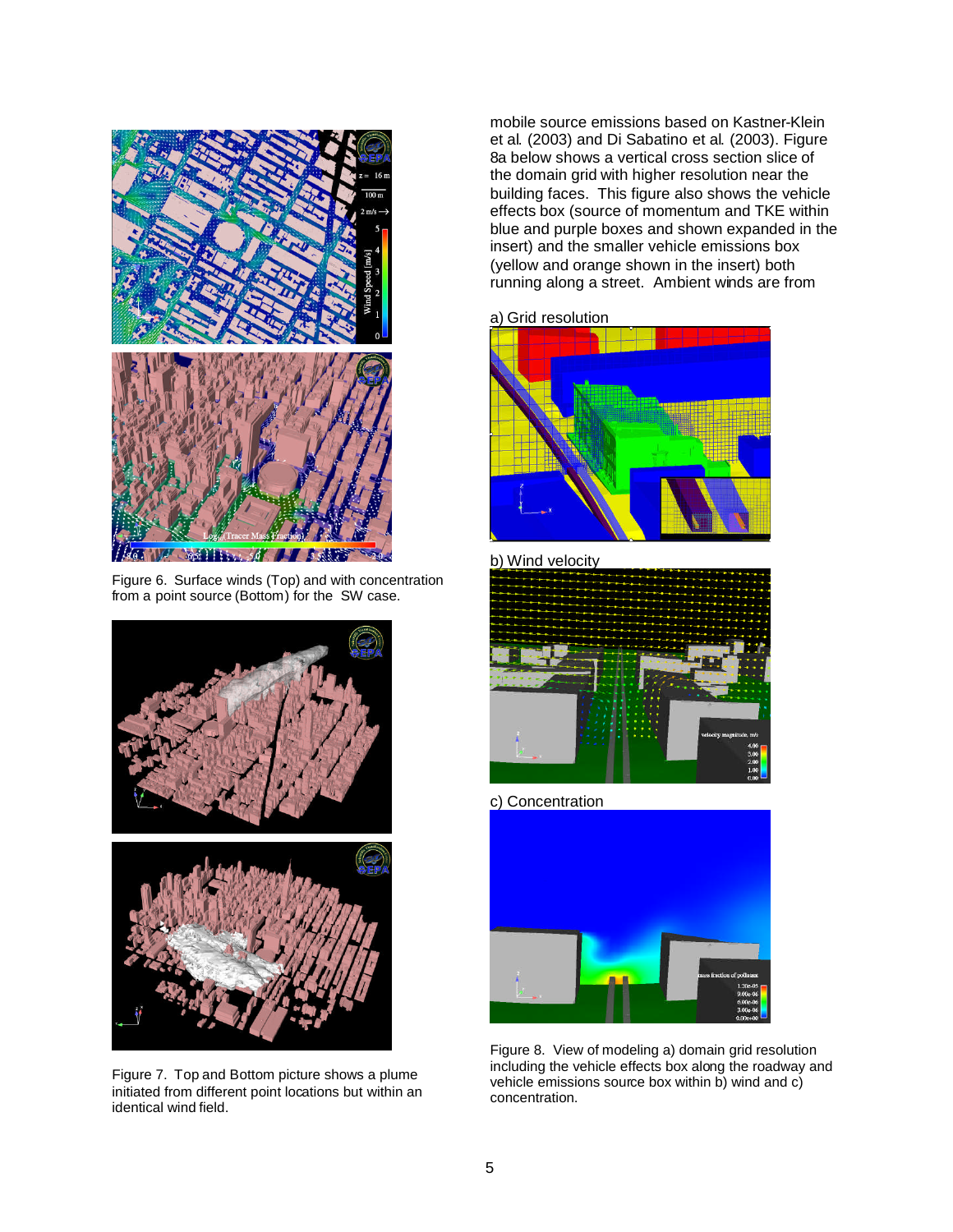Figure 6. Surface winds (Top) and with concentration from a point source (Bottom) for the SW case.

Figure 7. Top and Bottom picture shows a plume initiated from different point locations but within an identical wind field.

mobile source emissions based on Kastner-Klein et al. (2003) and Di Sabatino et al. (2003). Figure 8a below shows a vertical cross section slice of the domain grid with higher resolution near the building faces. This figure also shows the vehicle effects box (source of momentum and TKE within blue and purple boxes and shown expanded in the insert) and the smaller vehicle emissions box (yellow and orange shown in the insert) both running along a street. Ambient winds are from

a) Grid resolution

b) Wind velocity

c) Concentration

Figure 8. View of modeling a) domain grid resolution including the vehicle effects box along the roadway and vehicle emissions source box within b) wind and c) concentration.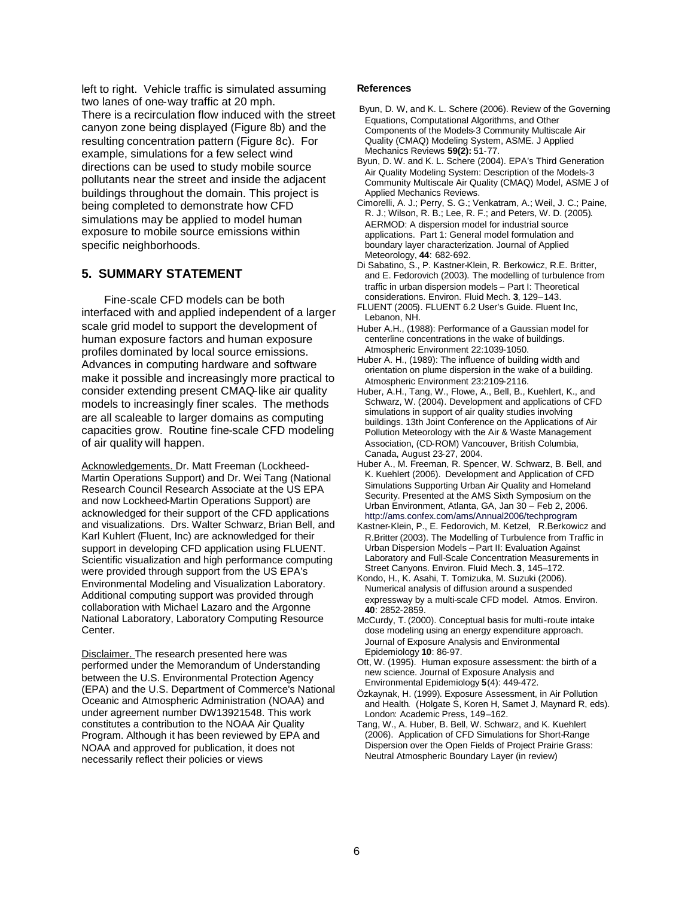left to right. Vehicle traffic is simulated assuming two lanes of one-way traffic at 20 mph. There is a recirculation flow induced with the street canyon zone being displayed (Figure 8b) and the resulting concentration pattern (Figure 8c). For example, simulations for a few select wind directions can be used to study mobile source pollutants near the street and inside the adjacent buildings throughout the domain. This project is being completed to demonstrate how CFD simulations may be applied to model human exposure to mobile source emissions within specific neighborhoods.

## 5. SUMMARY STATEMENT

Fine-scale CFD models can be both interfaced with and applied independent of a larger scale grid model to support the development of human exposure factors and human exposure profiles dominated by local source emissions. Advances in computing hardware and software make it possible and increasingly more practical to consider extending present CMAQ-like air quality models to increasingly finer scales. The methods are all scaleable to larger domains as computing capacities grow. Routine fine-scale CFD modeling of air quality will happen.

Acknowledgements. Dr. Matt Freeman (Lockheed-Martin Operations Support) and Dr. Wei Tang (National Research Council Research Associate at the US EPA and now Lockheed-Martin Operations Support) are acknowledged for their support of the CFD applications and visualizations. Drs. Walter Schwarz, Brian Bell, and Karl Kuhlert (Fluent, Inc) are acknowledged for their support in developing CFD application using FLUENT. Scientific visualization and high performance computing were provided through support from the US EPA's Environmental Modeling and Visualization Laboratory. Additional computing support was provided through collaboration with Michael Lazaro and the Argonne National Laboratory, Laboratory Computing Resource Center.

Disclaimer. The research presented here was performed under the Memorandum of Understanding between the U.S. Environmental Protection Agency (EPA) and the U.S. Department of Commerce's National Oceanic and Atmospheric Administration (NOAA) and under agreement number DW13921548. This work constitutes a contribution to the NOAA Air Quality Program. Although it has been reviewed by EPA and NOAA and approved for publication, it does not necessarily reflect their policies or views

**References**

Byun, D. W, and K. L. Schere (2006). Review of the Governing Equations, Computational Algorithms, and Other Components of the Models-3 Community Multiscale Air Quality (CMAQ) Modeling System, ASME. J Applied Mechanics Reviews **59(2):** 51-77.

Byun, D. W. and K. L. Schere (2004). EPA's Third Generation Air Quality Modeling System: Description of the Models-3 Community Multiscale Air Quality (CMAQ) Model, ASME J of Applied Mechanics Reviews.

Cimorelli, A. J.; Perry, S. G.; Venkatram, A.; Weil, J. C.; Paine, R. J.; Wilson, R. B.; Lee, R. F.; and Peters, W. D. (2005). AERMOD: A dispersion model for industrial source applications. Part 1: General model formulation and boundary layer characterization. Journal of Applied Meteorology, **44**: 682-692.

Di Sabatino, S., P. Kastner-Klein, R. Berkowicz, R.E. Britter, and E. Fedorovich (2003). The modelling of turbulence from traffic in urban dispersion models – Part I: Theoretical considerations. Environ. Fluid Mech. **3**, 129–143.

FLUENT (2005). FLUENT 6.2 User's Guide. Fluent Inc, Lebanon, NH.

Huber A.H., (1988): Performance of a Gaussian model for centerline concentrations in the wake of buildings. Atmospheric Environment 22:1039-1050.

Huber A. H., (1989): The influence of building width and orientation on plume dispersion in the wake of a building. Atmospheric Environment 23:2109-2116.

Huber, A.H., Tang, W., Flowe, A., Bell, B., Kuehlert, K., and Schwarz, W. (2004). Development and applications of CFD simulations in support of air quality studies involving buildings. 13th Joint Conference on the Applications of Air Pollution Meteorology with the Air & Waste Management Association, (CD-ROM) Vancouver, British Columbia, Canada, August 23-27, 2004.

Huber A., M. Freeman, R. Spencer, W. Schwarz, B. Bell, and K. Kuehlert (2006). Development and Application of CFD Simulations Supporting Urban Air Quality and Homeland Security. Presented at the AMS Sixth Symposium on the Urban Environment, Atlanta, GA, Jan 30 – Feb 2, 2006. http://ams.confex.com/ams/Annual2006/techprogram

Kastner-Klein, P., E. Fedorovich, M. Ketzel, R.Berkowicz and R.Britter (2003). The Modelling of Turbulence from Traffic in Urban Dispersion Models – Part II: Evaluation Against Laboratory and Full-Scale Concentration Measurements in Street Canyons. Environ. Fluid Mech. **3**, 145–172.

Kondo, H., K. Asahi, T. Tomizuka, M. Suzuki (2006). Numerical analysis of diffusion around a suspended expressway by a multi-scale CFD model. Atmos. Environ. **40**: 2852-2859.

McCurdy, T. (2000). Conceptual basis for multi-route intake dose modeling using an energy expenditure approach. Journal of Exposure Analysis and Environmental Epidemiology **10**: 86-97.

Ott, W. (1995). Human exposure assessment: the birth of a new science. Journal of Exposure Analysis and Environmental Epidemiology **5**(4): 449-472.

Özkaynak, H. (1999). Exposure Assessment, in Air Pollution and Health. (Holgate S, Koren H, Samet J, Maynard R, eds). London: Academic Press, 149–162.

Tang, W., A. Huber, B. Bell, W. Schwarz, and K. Kuehlert (2006). Application of CFD Simulations for Short-Range Dispersion over the Open Fields of Project Prairie Grass: Neutral Atmospheric Boundary Layer (in review)